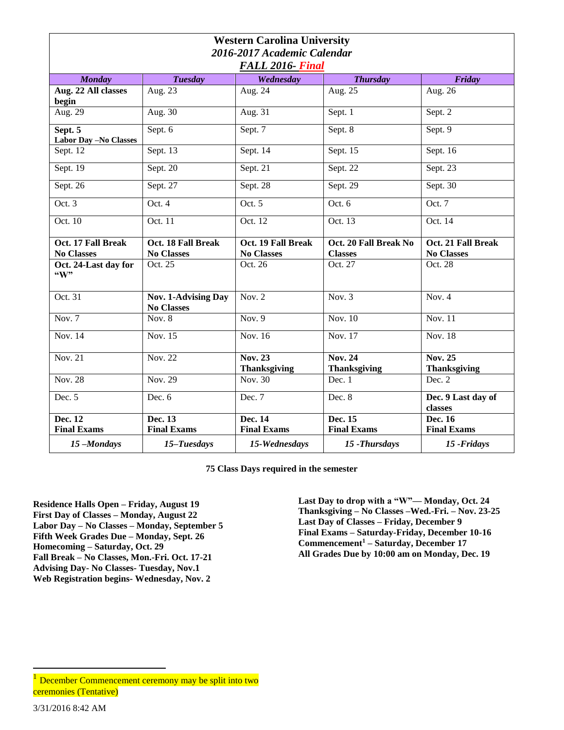# Western Carolina University

## *2016-2017 Academic Calendar*

### *FALL 2016- Final*

| *Monday* | *Tuesday* | *Wednesday* | *Thursday* | *Friday* |
|---|---|---|---|---|
| **Aug. 22 All classes begin** | Aug. 23 | Aug. 24 | Aug. 25 | Aug. 26 |
| Aug. 29 | Aug. 30 | Aug. 31 | Sept. 1 | Sept. 2 |
| **Sept. 5 Labor Day –No Classes** | Sept. 6 | Sept. 7 | Sept. 8 | Sept. 9 |
| Sept. 12 | Sept. 13 | Sept. 14 | Sept. 15 | Sept. 16 |
| Sept. 19 | Sept. 20 | Sept. 21 | Sept. 22 | Sept. 23 |
| Sept. 26 | Sept. 27 | Sept. 28 | Sept. 29 | Sept. 30 |
| Oct. 3 | Oct. 4 | Oct. 5 | Oct. 6 | Oct. 7 |
| Oct. 10 | Oct. 11 | Oct. 12 | Oct. 13 | Oct. 14 |
| **Oct. 17 Fall Break No Classes** | **Oct. 18 Fall Break No Classes** | **Oct. 19 Fall Break No Classes** | **Oct. 20 Fall Break No Classes** | **Oct. 21 Fall Break No Classes** |
| **Oct. 24-Last day for "W"** | Oct. 25 | Oct. 26 | Oct. 27 | Oct. 28 |
| Oct. 31 | **Nov. 1-Advising Day No Classes** | Nov. 2 | Nov. 3 | Nov. 4 |
| Nov. 7 | Nov. 8 | Nov. 9 | Nov. 10 | Nov. 11 |
| Nov. 14 | Nov. 15 | Nov. 16 | Nov. 17 | Nov. 18 |
| Nov. 21 | Nov. 22 | **Nov. 23 Thanksgiving** | **Nov. 24 Thanksgiving** | **Nov. 25 Thanksgiving** |
| Nov. 28 | Nov. 29 | Nov. 30 | Dec. 1 | Dec. 2 |
| Dec. 5 | Dec. 6 | Dec. 7 | Dec. 8 | **Dec. 9 Last day of classes** |
| **Dec. 12 Final Exams** | **Dec. 13 Final Exams** | **Dec. 14 Final Exams** | **Dec. 15 Final Exams** | **Dec. 16 Final Exams** |
| ***15 –Mondays*** | ***15–Tuesdays*** | ***15-Wednesdays*** | ***15 -Thursdays*** | ***15 -Fridays*** |

**75 Class Days required in the semester**

**Residence Halls Open – Friday, August 19**
**First Day of Classes – Monday, August 22**
**Labor Day – No Classes – Monday, September 5**
**Fifth Week Grades Due – Monday, Sept. 26**
**Homecoming – Saturday, Oct. 29**
**Fall Break – No Classes, Mon.-Fri. Oct. 17-21**
**Advising Day- No Classes- Tuesday, Nov.1**
**Web Registration begins- Wednesday, Nov. 2**

**Last Day to drop with a "W"— Monday, Oct. 24**
**Thanksgiving – No Classes –Wed.-Fri. – Nov. 23-25**
**Last Day of Classes – Friday, December 9**
**Final Exams – Saturday-Friday, December 10-16**
**Commencement[1] – Saturday, December 17**
**All Grades Due by 10:00 am on Monday, Dec. 19**

[1] December Commencement ceremony may be split into two ceremonies (Tentative)

3/31/2016 8:42 AM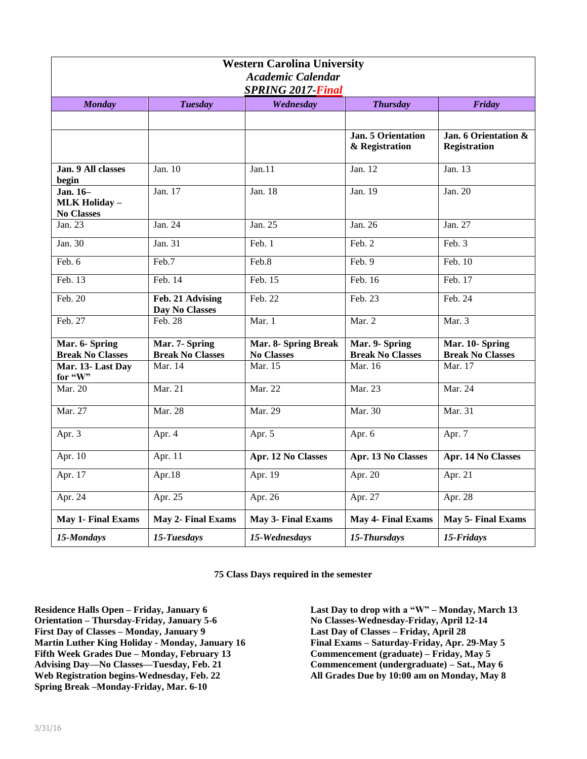# Western Carolina University

## *Academic Calendar*

## ***SPRING 2017-Final***

| ***Monday*** | ***Tuesday*** | ***Wednesday*** | ***Thursday*** | ***Friday*** |
|---|---|---|---|---|
| | | | | |
| | | | **Jan. 5 Orientation & Registration** | **Jan. 6 Orientation & Registration** |
| **Jan. 9 All classes begin** | Jan. 10 | Jan.11 | Jan. 12 | Jan. 13 |
| **Jan. 16– MLK Holiday – No Classes** | Jan. 17 | Jan. 18 | Jan. 19 | Jan. 20 |
| Jan. 23 | Jan. 24 | Jan. 25 | Jan. 26 | Jan. 27 |
| Jan. 30 | Jan. 31 | Feb. 1 | Feb. 2 | Feb. 3 |
| Feb. 6 | Feb.7 | Feb.8 | Feb. 9 | Feb. 10 |
| Feb. 13 | Feb. 14 | Feb. 15 | Feb. 16 | Feb. 17 |
| Feb. 20 | **Feb. 21 Advising Day No Classes** | Feb. 22 | Feb. 23 | Feb. 24 |
| Feb. 27 | Feb. 28 | Mar. 1 | Mar. 2 | Mar. 3 |
| **Mar. 6- Spring Break No Classes** | **Mar. 7- Spring Break No Classes** | **Mar. 8- Spring Break No Classes** | **Mar. 9- Spring Break No Classes** | **Mar. 10- Spring Break No Classes** |
| **Mar. 13- Last Day for "W"** | Mar. 14 | Mar. 15 | Mar. 16 | Mar. 17 |
| Mar. 20 | Mar. 21 | Mar. 22 | Mar. 23 | Mar. 24 |
| Mar. 27 | Mar. 28 | Mar. 29 | Mar. 30 | Mar. 31 |
| Apr. 3 | Apr. 4 | Apr. 5 | Apr. 6 | Apr. 7 |
| Apr. 10 | Apr. 11 | **Apr. 12 No Classes** | **Apr. 13 No Classes** | **Apr. 14 No Classes** |
| Apr. 17 | Apr.18 | Apr. 19 | Apr. 20 | Apr. 21 |
| Apr. 24 | Apr. 25 | Apr. 26 | Apr. 27 | Apr. 28 |
| **May 1- Final Exams** | **May 2- Final Exams** | **May 3- Final Exams** | **May 4- Final Exams** | **May 5- Final Exams** |
| ***15-Mondays*** | ***15-Tuesdays*** | ***15-Wednesdays*** | ***15-Thursdays*** | ***15-Fridays*** |

**75 Class Days required in the semester**

**Residence Halls Open – Friday, January 6**
**Orientation – Thursday-Friday, January 5-6**
**First Day of Classes – Monday, January 9**
**Martin Luther King Holiday - Monday, January 16**
**Fifth Week Grades Due – Monday, February 13**
**Advising Day—No Classes—Tuesday, Feb. 21**
**Web Registration begins-Wednesday, Feb. 22**
**Spring Break –Monday-Friday, Mar. 6-10**

**Last Day to drop with a "W" – Monday, March 13**
**No Classes-Wednesday-Friday, April 12-14**
**Last Day of Classes – Friday, April 28**
**Final Exams – Saturday-Friday, Apr. 29-May 5**
**Commencement (graduate) – Friday, May 5**
**Commencement (undergraduate) – Sat., May 6**
**All Grades Due by 10:00 am on Monday, May 8**

3/31/16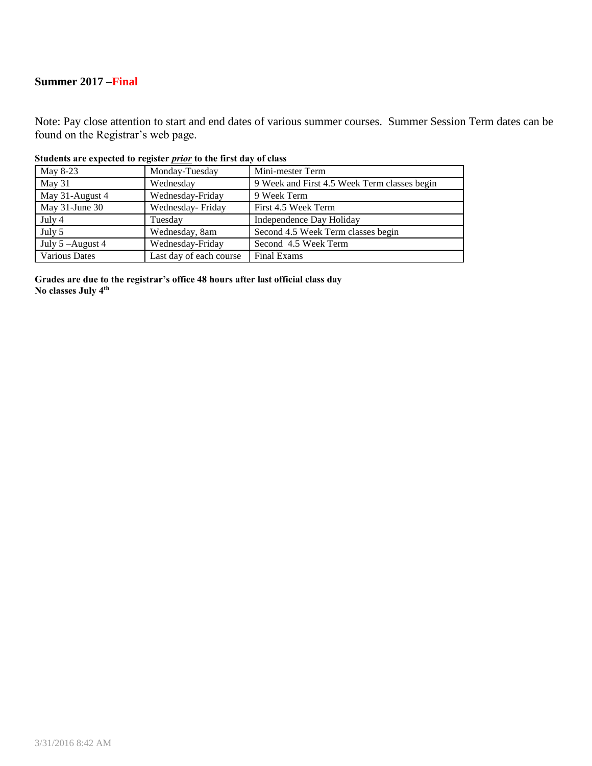**Summer 2017 –Final**

Note: Pay close attention to start and end dates of various summer courses. Summer Session Term dates can be found on the Registrar's web page.

**Students are expected to register *prior* to the first day of class**

| | | |
|---|---|---|
| May 8-23 | Monday-Tuesday | Mini-mester Term |
| May 31 | Wednesday | 9 Week and First 4.5 Week Term classes begin |
| May 31-August 4 | Wednesday-Friday | 9 Week Term |
| May 31-June 30 | Wednesday- Friday | First 4.5 Week Term |
| July 4 | Tuesday | Independence Day Holiday |
| July 5 | Wednesday, 8am | Second 4.5 Week Term classes begin |
| July 5 –August 4 | Wednesday-Friday | Second 4.5 Week Term |
| Various Dates | Last day of each course | Final Exams |

**Grades are due to the registrar's office 48 hours after last official class day**
**No classes July 4th**